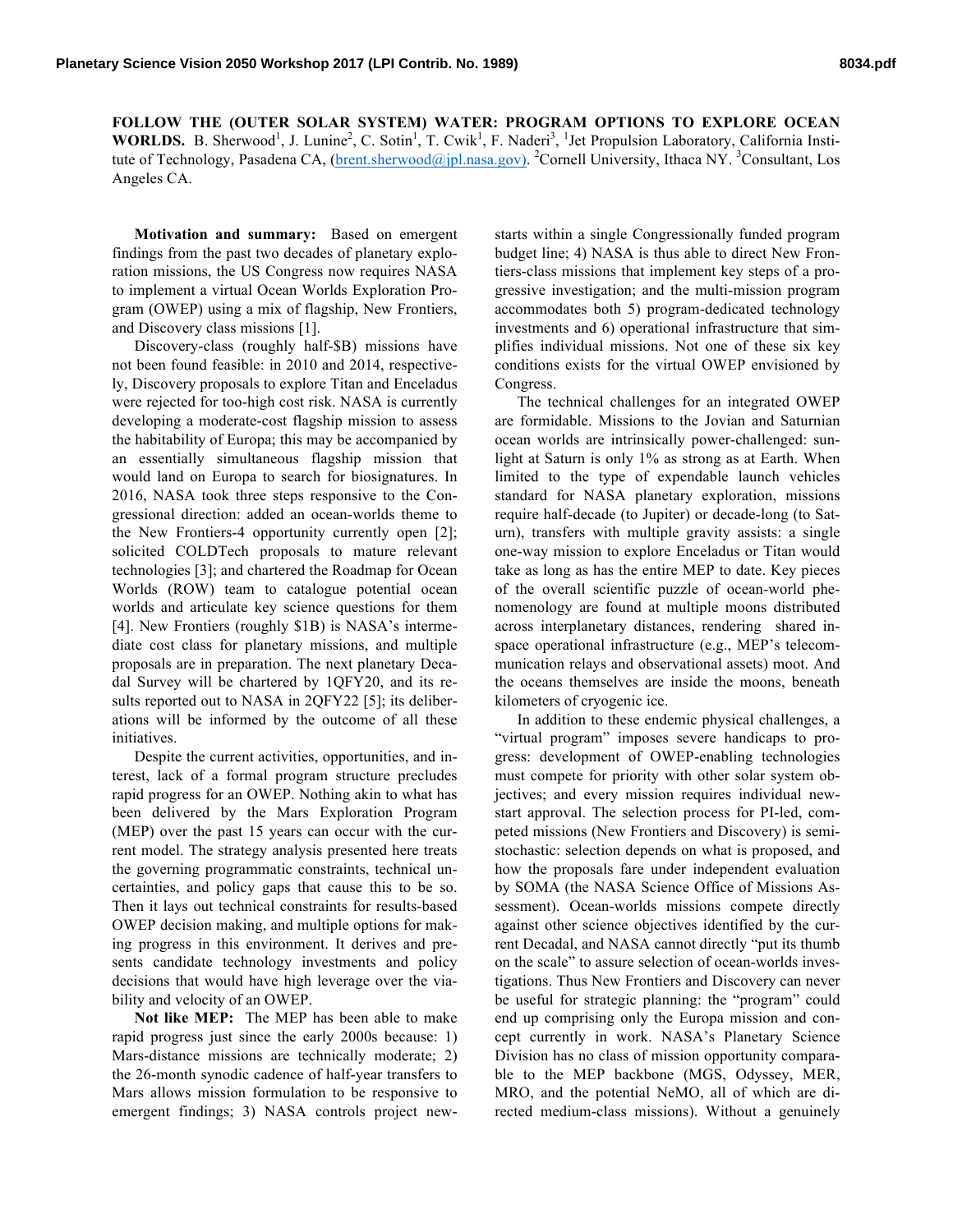**FOLLOW THE (OUTER SOLAR SYSTEM) WATER: PROGRAM OPTIONS TO EXPLORE OCEAN WORLDS.** B. Sherwood[1], J. Lunine[2], C. Sotin[1], T. Cwik[1], F. Naderi[3], [1]Jet Propulsion Laboratory, California Institute of Technology, Pasadena CA, (brent.sherwood@jpl.nasa.gov). [2]Cornell University, Ithaca NY. [3]Consultant, Los Angeles CA.

**Motivation and summary:** Based on emergent findings from the past two decades of planetary exploration missions, the US Congress now requires NASA to implement a virtual Ocean Worlds Exploration Program (OWEP) using a mix of flagship, New Frontiers, and Discovery class missions [1].

Discovery-class (roughly half-$B) missions have not been found feasible: in 2010 and 2014, respectively, Discovery proposals to explore Titan and Enceladus were rejected for too-high cost risk. NASA is currently developing a moderate-cost flagship mission to assess the habitability of Europa; this may be accompanied by an essentially simultaneous flagship mission that would land on Europa to search for biosignatures. In 2016, NASA took three steps responsive to the Congressional direction: added an ocean-worlds theme to the New Frontiers-4 opportunity currently open [2]; solicited COLDTech proposals to mature relevant technologies [3]; and chartered the Roadmap for Ocean Worlds (ROW) team to catalogue potential ocean worlds and articulate key science questions for them [4]. New Frontiers (roughly $1B) is NASA's intermediate cost class for planetary missions, and multiple proposals are in preparation. The next planetary Decadal Survey will be chartered by 1QFY20, and its results reported out to NASA in 2QFY22 [5]; its deliberations will be informed by the outcome of all these initiatives.

Despite the current activities, opportunities, and interest, lack of a formal program structure precludes rapid progress for an OWEP. Nothing akin to what has been delivered by the Mars Exploration Program (MEP) over the past 15 years can occur with the current model. The strategy analysis presented here treats the governing programmatic constraints, technical uncertainties, and policy gaps that cause this to be so. Then it lays out technical constraints for results-based OWEP decision making, and multiple options for making progress in this environment. It derives and presents candidate technology investments and policy decisions that would have high leverage over the viability and velocity of an OWEP.

**Not like MEP:** The MEP has been able to make rapid progress just since the early 2000s because: 1) Mars-distance missions are technically moderate; 2) the 26-month synodic cadence of half-year transfers to Mars allows mission formulation to be responsive to emergent findings; 3) NASA controls project new-starts within a single Congressionally funded program budget line; 4) NASA is thus able to direct New Frontiers-class missions that implement key steps of a progressive investigation; and the multi-mission program accommodates both 5) program-dedicated technology investments and 6) operational infrastructure that simplifies individual missions. Not one of these six key conditions exists for the virtual OWEP envisioned by Congress.

The technical challenges for an integrated OWEP are formidable. Missions to the Jovian and Saturnian ocean worlds are intrinsically power-challenged: sunlight at Saturn is only 1% as strong as at Earth. When limited to the type of expendable launch vehicles standard for NASA planetary exploration, missions require half-decade (to Jupiter) or decade-long (to Saturn), transfers with multiple gravity assists: a single one-way mission to explore Enceladus or Titan would take as long as has the entire MEP to date. Key pieces of the overall scientific puzzle of ocean-world phenomenology are found at multiple moons distributed across interplanetary distances, rendering shared in-space operational infrastructure (e.g., MEP's telecommunication relays and observational assets) moot. And the oceans themselves are inside the moons, beneath kilometers of cryogenic ice.

In addition to these endemic physical challenges, a "virtual program" imposes severe handicaps to progress: development of OWEP-enabling technologies must compete for priority with other solar system objectives; and every mission requires individual new-start approval. The selection process for PI-led, competed missions (New Frontiers and Discovery) is semi-stochastic: selection depends on what is proposed, and how the proposals fare under independent evaluation by SOMA (the NASA Science Office of Missions Assessment). Ocean-worlds missions compete directly against other science objectives identified by the current Decadal, and NASA cannot directly "put its thumb on the scale" to assure selection of ocean-worlds investigations. Thus New Frontiers and Discovery can never be useful for strategic planning: the "program" could end up comprising only the Europa mission and concept currently in work. NASA's Planetary Science Division has no class of mission opportunity comparable to the MEP backbone (MGS, Odyssey, MER, MRO, and the potential NeMO, all of which are directed medium-class missions). Without a genuinely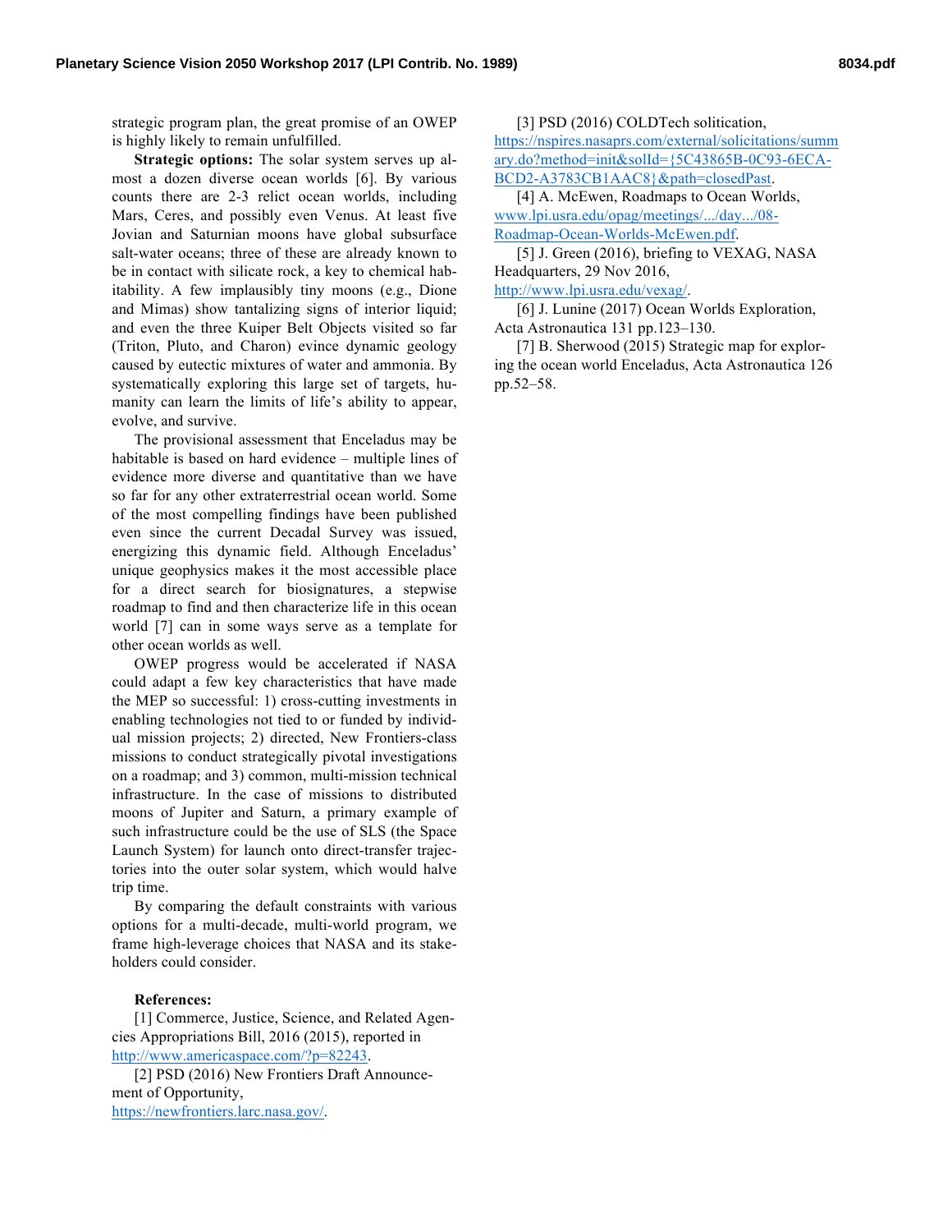strategic program plan, the great promise of an OWEP is highly likely to remain unfulfilled.

**Strategic options:** The solar system serves up almost a dozen diverse ocean worlds [6]. By various counts there are 2-3 relict ocean worlds, including Mars, Ceres, and possibly even Venus. At least five Jovian and Saturnian moons have global subsurface salt-water oceans; three of these are already known to be in contact with silicate rock, a key to chemical habitability. A few implausibly tiny moons (e.g., Dione and Mimas) show tantalizing signs of interior liquid; and even the three Kuiper Belt Objects visited so far (Triton, Pluto, and Charon) evince dynamic geology caused by eutectic mixtures of water and ammonia. By systematically exploring this large set of targets, humanity can learn the limits of life's ability to appear, evolve, and survive.

The provisional assessment that Enceladus may be habitable is based on hard evidence – multiple lines of evidence more diverse and quantitative than we have so far for any other extraterrestrial ocean world. Some of the most compelling findings have been published even since the current Decadal Survey was issued, energizing this dynamic field. Although Enceladus' unique geophysics makes it the most accessible place for a direct search for biosignatures, a stepwise roadmap to find and then characterize life in this ocean world [7] can in some ways serve as a template for other ocean worlds as well.

OWEP progress would be accelerated if NASA could adapt a few key characteristics that have made the MEP so successful: 1) cross-cutting investments in enabling technologies not tied to or funded by individual mission projects; 2) directed, New Frontiers-class missions to conduct strategically pivotal investigations on a roadmap; and 3) common, multi-mission technical infrastructure. In the case of missions to distributed moons of Jupiter and Saturn, a primary example of such infrastructure could be the use of SLS (the Space Launch System) for launch onto direct-transfer trajectories into the outer solar system, which would halve trip time.

By comparing the default constraints with various options for a multi-decade, multi-world program, we frame high-leverage choices that NASA and its stakeholders could consider.

**References:**

[1] Commerce, Justice, Science, and Related Agencies Appropriations Bill, 2016 (2015), reported in http://www.americaspace.com/?p=82243.

[2] PSD (2016) New Frontiers Draft Announcement of Opportunity, https://newfrontiers.larc.nasa.gov/.

[3] PSD (2016) COLDTech solitication, https://nspires.nasaprs.com/external/solicitations/summary.do?method=init&solId={5C43865B-0C93-6ECA-BCD2-A3783CB1AAC8}&path=closedPast.

[4] A. McEwen, Roadmaps to Ocean Worlds, www.lpi.usra.edu/opag/meetings/.../day.../08-Roadmap-Ocean-Worlds-McEwen.pdf.

[5] J. Green (2016), briefing to VEXAG, NASA Headquarters, 29 Nov 2016, http://www.lpi.usra.edu/vexag/.

[6] J. Lunine (2017) Ocean Worlds Exploration, Acta Astronautica 131 pp.123–130.

[7] B. Sherwood (2015) Strategic map for exploring the ocean world Enceladus, Acta Astronautica 126 pp.52–58.